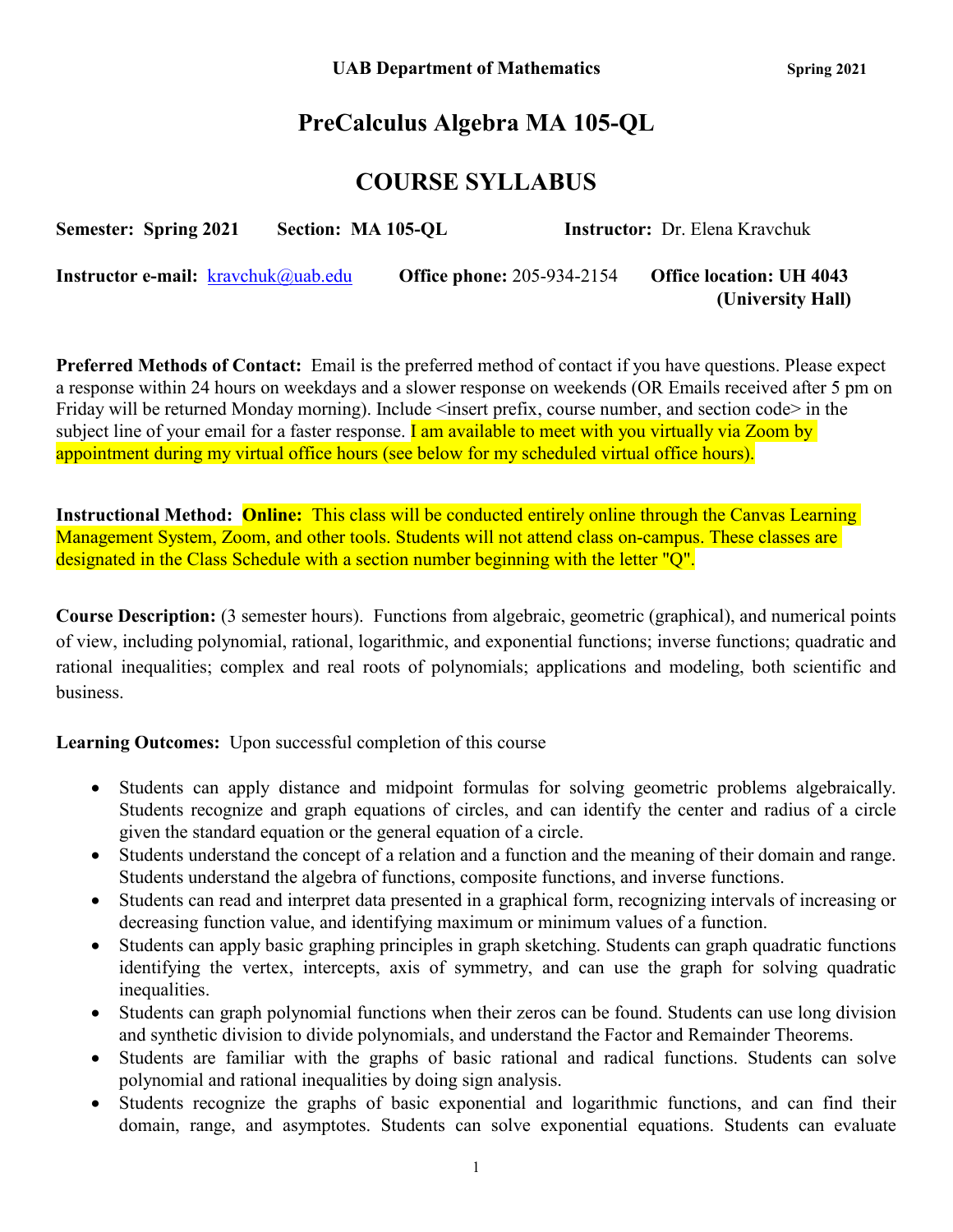UAB Department of Mathematics Spring 2021

# PreCalculus Algebra MA 105-QL

## COURSE SYLLABUS

**Semester: Spring 2021** **Section: MA 105-QL** **Instructor:** Dr. Elena Kravchuk

**Instructor e-mail:** kravchuk@uab.edu **Office phone:** 205-934-2154 **Office location: UH 4043 (University Hall)**

**Preferred Methods of Contact:** Email is the preferred method of contact if you have questions. Please expect a response within 24 hours on weekdays and a slower response on weekends (OR Emails received after 5 pm on Friday will be returned Monday morning). Include <insert prefix, course number, and section code> in the subject line of your email for a faster response. I am available to meet with you virtually via Zoom by appointment during my virtual office hours (see below for my scheduled virtual office hours).

**Instructional Method:** **Online:** This class will be conducted entirely online through the Canvas Learning Management System, Zoom, and other tools. Students will not attend class on-campus. These classes are designated in the Class Schedule with a section number beginning with the letter "Q".

**Course Description:** (3 semester hours). Functions from algebraic, geometric (graphical), and numerical points of view, including polynomial, rational, logarithmic, and exponential functions; inverse functions; quadratic and rational inequalities; complex and real roots of polynomials; applications and modeling, both scientific and business.

**Learning Outcomes:** Upon successful completion of this course

- Students can apply distance and midpoint formulas for solving geometric problems algebraically. Students recognize and graph equations of circles, and can identify the center and radius of a circle given the standard equation or the general equation of a circle.
- Students understand the concept of a relation and a function and the meaning of their domain and range. Students understand the algebra of functions, composite functions, and inverse functions.
- Students can read and interpret data presented in a graphical form, recognizing intervals of increasing or decreasing function value, and identifying maximum or minimum values of a function.
- Students can apply basic graphing principles in graph sketching. Students can graph quadratic functions identifying the vertex, intercepts, axis of symmetry, and can use the graph for solving quadratic inequalities.
- Students can graph polynomial functions when their zeros can be found. Students can use long division and synthetic division to divide polynomials, and understand the Factor and Remainder Theorems.
- Students are familiar with the graphs of basic rational and radical functions. Students can solve polynomial and rational inequalities by doing sign analysis.
- Students recognize the graphs of basic exponential and logarithmic functions, and can find their domain, range, and asymptotes. Students can solve exponential equations. Students can evaluate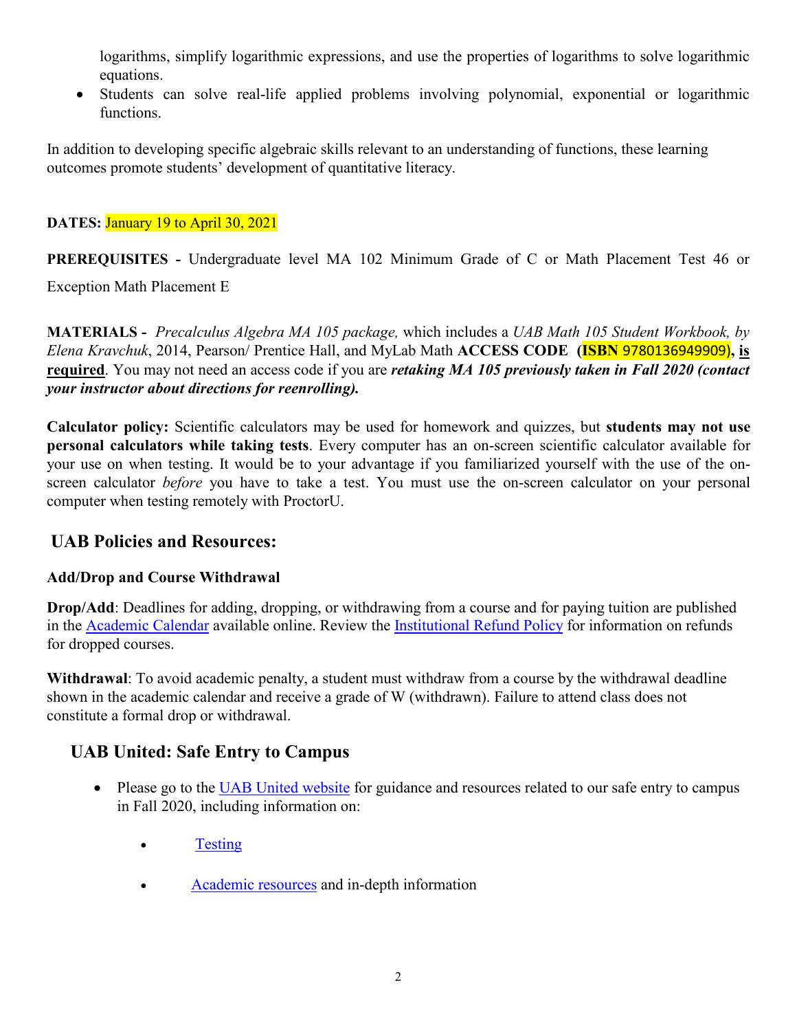logarithms, simplify logarithmic expressions, and use the properties of logarithms to solve logarithmic equations.

- Students can solve real-life applied problems involving polynomial, exponential or logarithmic functions.

In addition to developing specific algebraic skills relevant to an understanding of functions, these learning outcomes promote students' development of quantitative literacy.

**DATES:** January 19 to April 30, 2021

**PREREQUISITES -** Undergraduate level MA 102 Minimum Grade of C or Math Placement Test 46 or Exception Math Placement E

**MATERIALS -** *Precalculus Algebra MA 105 package,* which includes a *UAB Math 105 Student Workbook, by Elena Kravchuk*, 2014, Pearson/ Prentice Hall, and MyLab Math **ACCESS CODE (ISBN 9780136949909), <u>is required</u>**. You may not need an access code if you are ***retaking MA 105 previously taken in Fall 2020 (contact your instructor about directions for reenrolling).***

**Calculator policy:** Scientific calculators may be used for homework and quizzes, but **students may not use personal calculators while taking tests**. Every computer has an on-screen scientific calculator available for your use on when testing. It would be to your advantage if you familiarized yourself with the use of the on-screen calculator *before* you have to take a test. You must use the on-screen calculator on your personal computer when testing remotely with ProctorU.

## UAB Policies and Resources:

### Add/Drop and Course Withdrawal

**Drop/Add**: Deadlines for adding, dropping, or withdrawing from a course and for paying tuition are published in the Academic Calendar available online. Review the Institutional Refund Policy for information on refunds for dropped courses.

**Withdrawal**: To avoid academic penalty, a student must withdraw from a course by the withdrawal deadline shown in the academic calendar and receive a grade of W (withdrawn). Failure to attend class does not constitute a formal drop or withdrawal.

## UAB United: Safe Entry to Campus

- Please go to the UAB United website for guidance and resources related to our safe entry to campus in Fall 2020, including information on:
  - Testing
  - Academic resources and in-depth information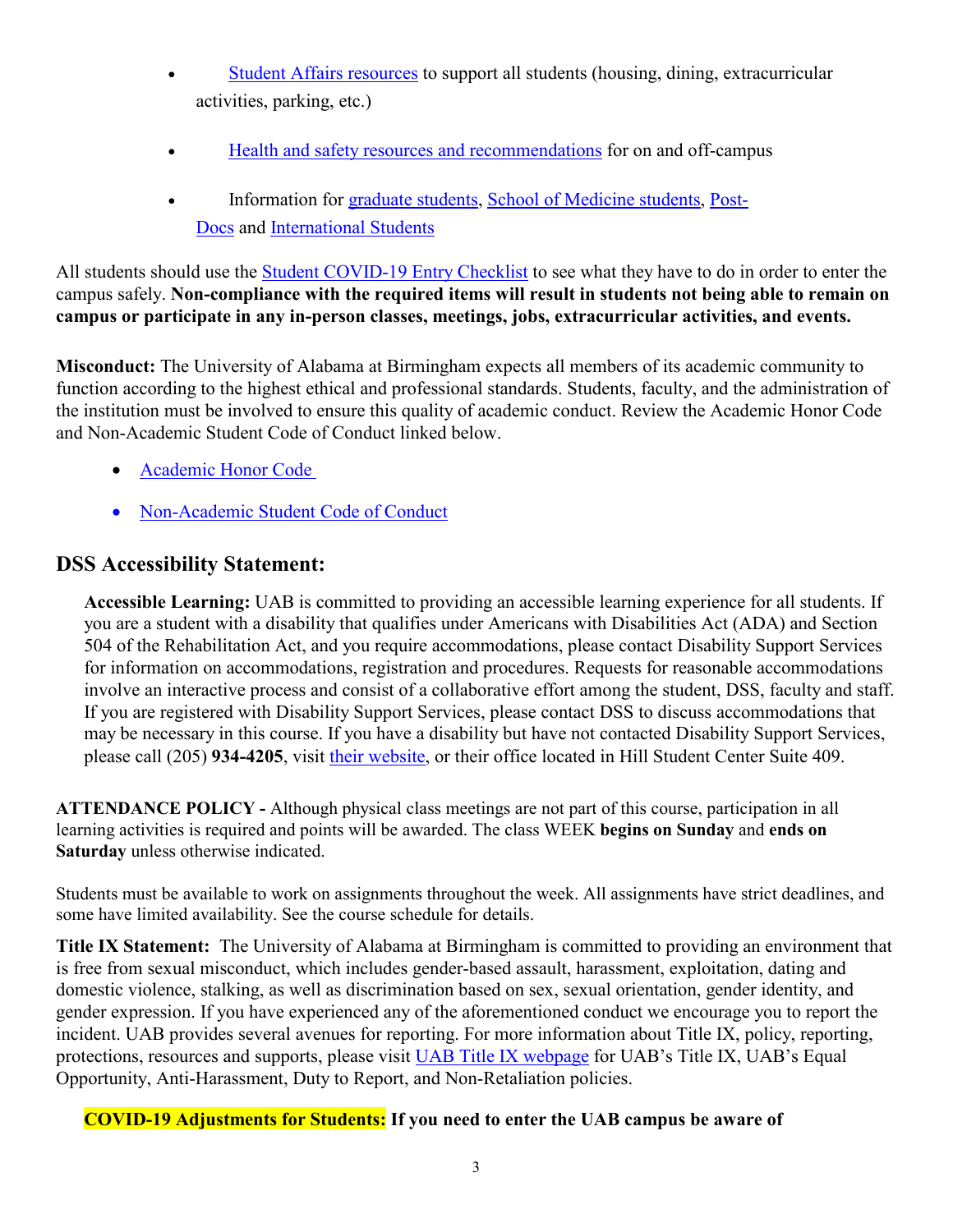- Student Affairs resources to support all students (housing, dining, extracurricular activities, parking, etc.)
- Health and safety resources and recommendations for on and off-campus
- Information for graduate students, School of Medicine students, Post-Docs and International Students

All students should use the Student COVID-19 Entry Checklist to see what they have to do in order to enter the campus safely. **Non-compliance with the required items will result in students not being able to remain on campus or participate in any in-person classes, meetings, jobs, extracurricular activities, and events.**

**Misconduct:** The University of Alabama at Birmingham expects all members of its academic community to function according to the highest ethical and professional standards. Students, faculty, and the administration of the institution must be involved to ensure this quality of academic conduct. Review the Academic Honor Code and Non-Academic Student Code of Conduct linked below.

- Academic Honor Code
- Non-Academic Student Code of Conduct

## DSS Accessibility Statement:

**Accessible Learning:** UAB is committed to providing an accessible learning experience for all students. If you are a student with a disability that qualifies under Americans with Disabilities Act (ADA) and Section 504 of the Rehabilitation Act, and you require accommodations, please contact Disability Support Services for information on accommodations, registration and procedures. Requests for reasonable accommodations involve an interactive process and consist of a collaborative effort among the student, DSS, faculty and staff. If you are registered with Disability Support Services, please contact DSS to discuss accommodations that may be necessary in this course. If you have a disability but have not contacted Disability Support Services, please call (205) **934-4205**, visit their website, or their office located in Hill Student Center Suite 409.

**ATTENDANCE POLICY -** Although physical class meetings are not part of this course, participation in all learning activities is required and points will be awarded. The class WEEK **begins on Sunday** and **ends on Saturday** unless otherwise indicated.

Students must be available to work on assignments throughout the week. All assignments have strict deadlines, and some have limited availability. See the course schedule for details.

**Title IX Statement:** The University of Alabama at Birmingham is committed to providing an environment that is free from sexual misconduct, which includes gender-based assault, harassment, exploitation, dating and domestic violence, stalking, as well as discrimination based on sex, sexual orientation, gender identity, and gender expression. If you have experienced any of the aforementioned conduct we encourage you to report the incident. UAB provides several avenues for reporting. For more information about Title IX, policy, reporting, protections, resources and supports, please visit UAB Title IX webpage for UAB's Title IX, UAB's Equal Opportunity, Anti-Harassment, Duty to Report, and Non-Retaliation policies.

**COVID-19 Adjustments for Students: If you need to enter the UAB campus be aware of**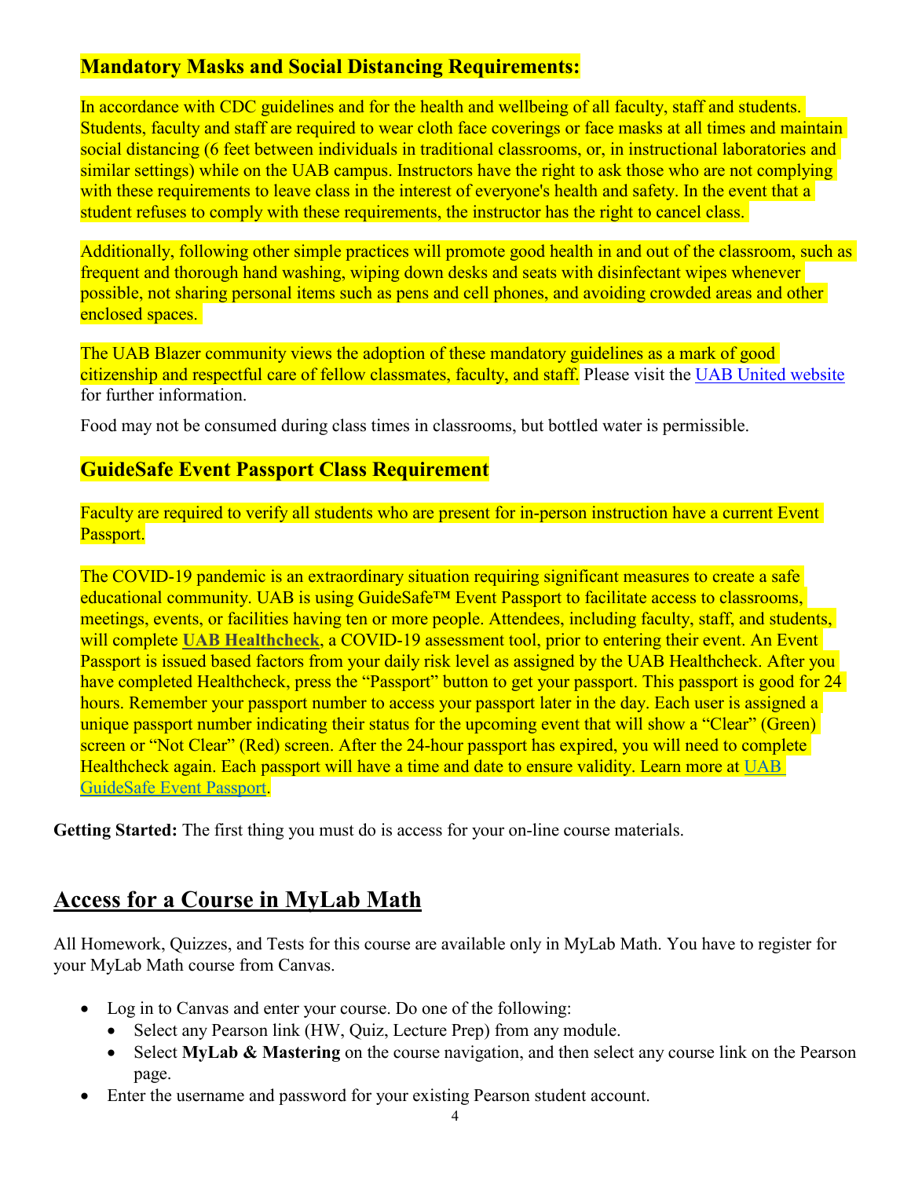### Mandatory Masks and Social Distancing Requirements:

In accordance with CDC guidelines and for the health and wellbeing of all faculty, staff and students. Students, faculty and staff are required to wear cloth face coverings or face masks at all times and maintain social distancing (6 feet between individuals in traditional classrooms, or, in instructional laboratories and similar settings) while on the UAB campus. Instructors have the right to ask those who are not complying with these requirements to leave class in the interest of everyone's health and safety. In the event that a student refuses to comply with these requirements, the instructor has the right to cancel class.

Additionally, following other simple practices will promote good health in and out of the classroom, such as frequent and thorough hand washing, wiping down desks and seats with disinfectant wipes whenever possible, not sharing personal items such as pens and cell phones, and avoiding crowded areas and other enclosed spaces.

The UAB Blazer community views the adoption of these mandatory guidelines as a mark of good citizenship and respectful care of fellow classmates, faculty, and staff. Please visit the UAB United website for further information.

Food may not be consumed during class times in classrooms, but bottled water is permissible.

### GuideSafe Event Passport Class Requirement

Faculty are required to verify all students who are present for in-person instruction have a current Event Passport.

The COVID-19 pandemic is an extraordinary situation requiring significant measures to create a safe educational community. UAB is using GuideSafe™ Event Passport to facilitate access to classrooms, meetings, events, or facilities having ten or more people. Attendees, including faculty, staff, and students, will complete **UAB Healthcheck**, a COVID-19 assessment tool, prior to entering their event. An Event Passport is issued based factors from your daily risk level as assigned by the UAB Healthcheck. After you have completed Healthcheck, press the "Passport" button to get your passport. This passport is good for 24 hours. Remember your passport number to access your passport later in the day. Each user is assigned a unique passport number indicating their status for the upcoming event that will show a "Clear" (Green) screen or "Not Clear" (Red) screen. After the 24-hour passport has expired, you will need to complete Healthcheck again. Each passport will have a time and date to ensure validity. Learn more at UAB GuideSafe Event Passport.

**Getting Started:** The first thing you must do is access for your on-line course materials.

## Access for a Course in MyLab Math

All Homework, Quizzes, and Tests for this course are available only in MyLab Math. You have to register for your MyLab Math course from Canvas.

- Log in to Canvas and enter your course. Do one of the following:
  - Select any Pearson link (HW, Quiz, Lecture Prep) from any module.
  - Select **MyLab & Mastering** on the course navigation, and then select any course link on the Pearson page.
- Enter the username and password for your existing Pearson student account.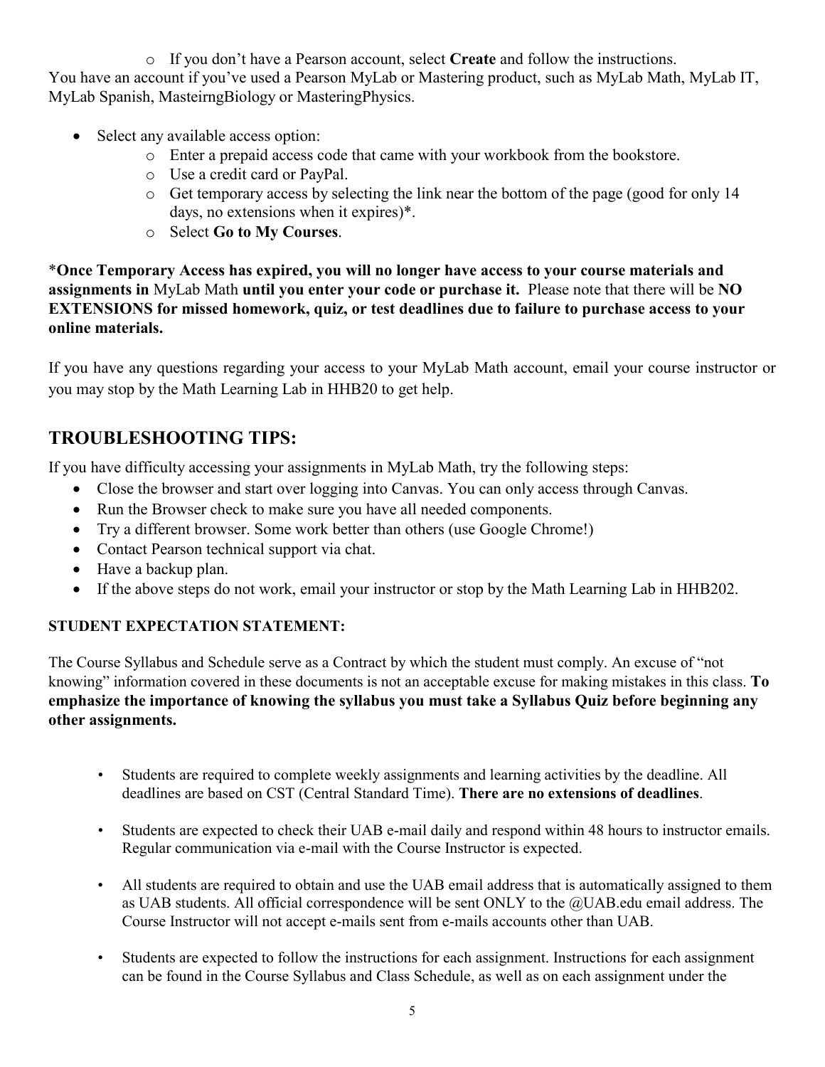- If you don't have a Pearson account, select **Create** and follow the instructions.

You have an account if you've used a Pearson MyLab or Mastering product, such as MyLab Math, MyLab IT, MyLab Spanish, MasteirngBiology or MasteringPhysics.

- Select any available access option:
  - Enter a prepaid access code that came with your workbook from the bookstore.
  - Use a credit card or PayPal.
  - Get temporary access by selecting the link near the bottom of the page (good for only 14 days, no extensions when it expires)*.
  - Select **Go to My Courses**.

***Once Temporary Access has expired, you will no longer have access to your course materials and assignments in** MyLab Math **until you enter your code or purchase it.** Please note that there will be **NO EXTENSIONS for missed homework, quiz, or test deadlines due to failure to purchase access to your online materials.**

If you have any questions regarding your access to your MyLab Math account, email your course instructor or you may stop by the Math Learning Lab in HHB20 to get help.

## TROUBLESHOOTING TIPS:

If you have difficulty accessing your assignments in MyLab Math, try the following steps:

- Close the browser and start over logging into Canvas. You can only access through Canvas.
- Run the Browser check to make sure you have all needed components.
- Try a different browser. Some work better than others (use Google Chrome!)
- Contact Pearson technical support via chat.
- Have a backup plan.
- If the above steps do not work, email your instructor or stop by the Math Learning Lab in HHB202.

### STUDENT EXPECTATION STATEMENT:

The Course Syllabus and Schedule serve as a Contract by which the student must comply. An excuse of "not knowing" information covered in these documents is not an acceptable excuse for making mistakes in this class. **To emphasize the importance of knowing the syllabus you must take a Syllabus Quiz before beginning any other assignments.**

- Students are required to complete weekly assignments and learning activities by the deadline. All deadlines are based on CST (Central Standard Time). **There are no extensions of deadlines**.
- Students are expected to check their UAB e-mail daily and respond within 48 hours to instructor emails. Regular communication via e-mail with the Course Instructor is expected.
- All students are required to obtain and use the UAB email address that is automatically assigned to them as UAB students. All official correspondence will be sent ONLY to the @UAB.edu email address. The Course Instructor will not accept e-mails sent from e-mails accounts other than UAB.
- Students are expected to follow the instructions for each assignment. Instructions for each assignment can be found in the Course Syllabus and Class Schedule, as well as on each assignment under the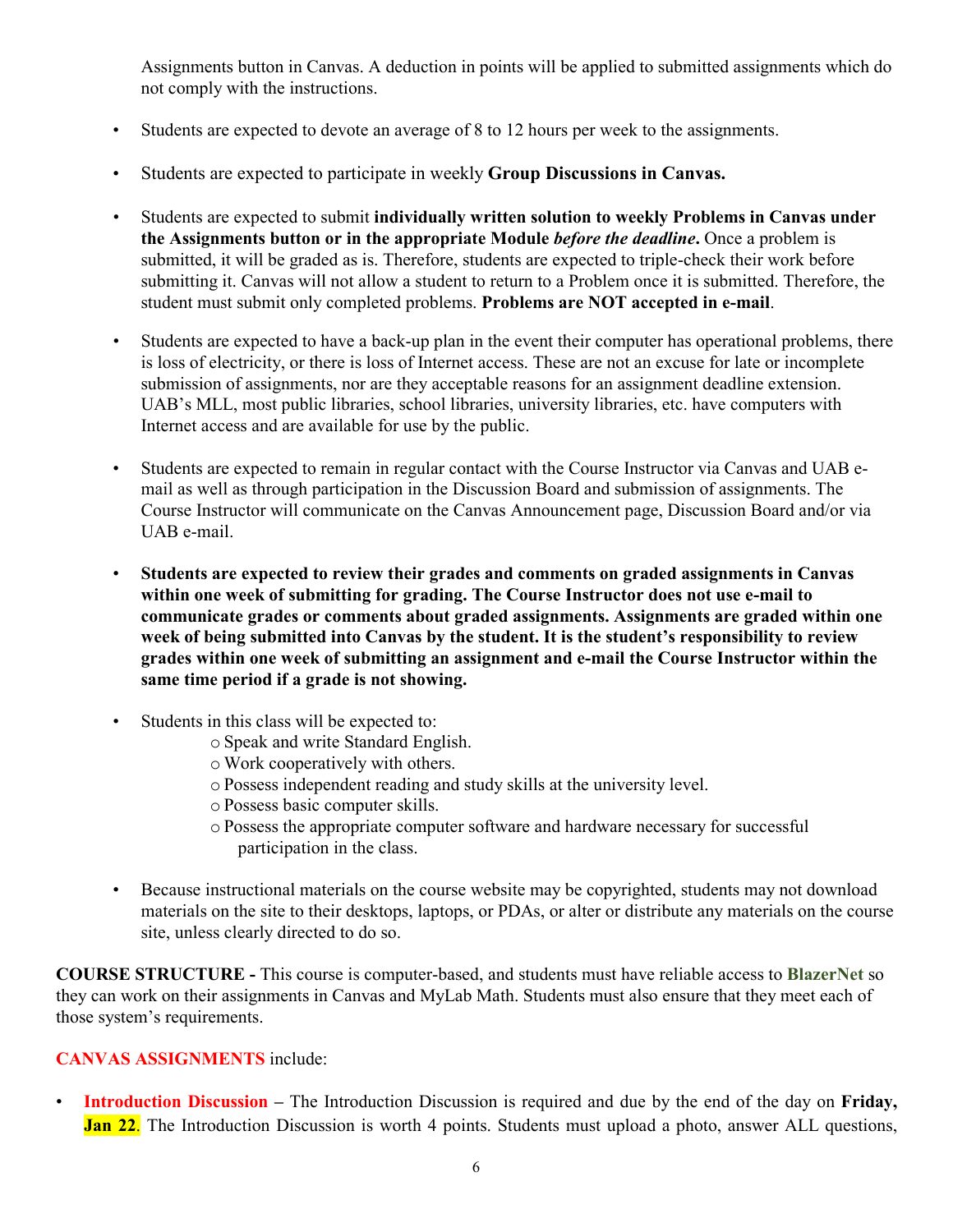Assignments button in Canvas. A deduction in points will be applied to submitted assignments which do not comply with the instructions.

- Students are expected to devote an average of 8 to 12 hours per week to the assignments.

- Students are expected to participate in weekly **Group Discussions in Canvas.**

- Students are expected to submit **individually written solution to weekly Problems in Canvas under the Assignments button or in the appropriate Module *before the deadline*.** Once a problem is submitted, it will be graded as is. Therefore, students are expected to triple-check their work before submitting it. Canvas will not allow a student to return to a Problem once it is submitted. Therefore, the student must submit only completed problems. **Problems are NOT accepted in e-mail**.

- Students are expected to have a back-up plan in the event their computer has operational problems, there is loss of electricity, or there is loss of Internet access. These are not an excuse for late or incomplete submission of assignments, nor are they acceptable reasons for an assignment deadline extension. UAB's MLL, most public libraries, school libraries, university libraries, etc. have computers with Internet access and are available for use by the public.

- Students are expected to remain in regular contact with the Course Instructor via Canvas and UAB e-mail as well as through participation in the Discussion Board and submission of assignments. The Course Instructor will communicate on the Canvas Announcement page, Discussion Board and/or via UAB e-mail.

- **Students are expected to review their grades and comments on graded assignments in Canvas within one week of submitting for grading. The Course Instructor does not use e-mail to communicate grades or comments about graded assignments. Assignments are graded within one week of being submitted into Canvas by the student. It is the student's responsibility to review grades within one week of submitting an assignment and e-mail the Course Instructor within the same time period if a grade is not showing.**

- Students in this class will be expected to:
  - Speak and write Standard English.
  - Work cooperatively with others.
  - Possess independent reading and study skills at the university level.
  - Possess basic computer skills.
  - Possess the appropriate computer software and hardware necessary for successful participation in the class.

- Because instructional materials on the course website may be copyrighted, students may not download materials on the site to their desktops, laptops, or PDAs, or alter or distribute any materials on the course site, unless clearly directed to do so.

**COURSE STRUCTURE -** This course is computer-based, and students must have reliable access to **BlazerNet** so they can work on their assignments in Canvas and MyLab Math. Students must also ensure that they meet each of those system's requirements.

**CANVAS ASSIGNMENTS** include:

- **Introduction Discussion –** The Introduction Discussion is required and due by the end of the day on **Friday, Jan 22**. The Introduction Discussion is worth 4 points. Students must upload a photo, answer ALL questions,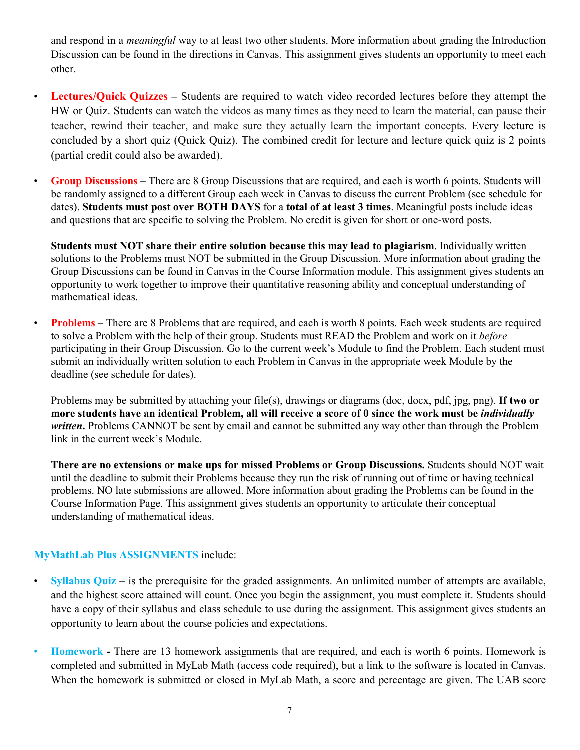and respond in a *meaningful* way to at least two other students. More information about grading the Introduction Discussion can be found in the directions in Canvas. This assignment gives students an opportunity to meet each other.

- **Lectures/Quick Quizzes** – Students are required to watch video recorded lectures before they attempt the HW or Quiz. Students can watch the videos as many times as they need to learn the material, can pause their teacher, rewind their teacher, and make sure they actually learn the important concepts. Every lecture is concluded by a short quiz (Quick Quiz). The combined credit for lecture and lecture quick quiz is 2 points (partial credit could also be awarded).

- **Group Discussions** – There are 8 Group Discussions that are required, and each is worth 6 points. Students will be randomly assigned to a different Group each week in Canvas to discuss the current Problem (see schedule for dates). **Students must post over BOTH DAYS** for a **total of at least 3 times**. Meaningful posts include ideas and questions that are specific to solving the Problem. No credit is given for short or one-word posts.

  **Students must NOT share their entire solution because this may lead to plagiarism**. Individually written solutions to the Problems must NOT be submitted in the Group Discussion. More information about grading the Group Discussions can be found in Canvas in the Course Information module. This assignment gives students an opportunity to work together to improve their quantitative reasoning ability and conceptual understanding of mathematical ideas.

- **Problems** – There are 8 Problems that are required, and each is worth 8 points. Each week students are required to solve a Problem with the help of their group. Students must READ the Problem and work on it *before* participating in their Group Discussion. Go to the current week's Module to find the Problem. Each student must submit an individually written solution to each Problem in Canvas in the appropriate week Module by the deadline (see schedule for dates).

  Problems may be submitted by attaching your file(s), drawings or diagrams (doc, docx, pdf, jpg, png). **If two or more students have an identical Problem, all will receive a score of 0 since the work must be *individually written*.** Problems CANNOT be sent by email and cannot be submitted any way other than through the Problem link in the current week's Module.

  **There are no extensions or make ups for missed Problems or Group Discussions.** Students should NOT wait until the deadline to submit their Problems because they run the risk of running out of time or having technical problems. NO late submissions are allowed. More information about grading the Problems can be found in the Course Information Page. This assignment gives students an opportunity to articulate their conceptual understanding of mathematical ideas.

**MyMathLab Plus ASSIGNMENTS** include:

- **Syllabus Quiz** – is the prerequisite for the graded assignments. An unlimited number of attempts are available, and the highest score attained will count. Once you begin the assignment, you must complete it. Students should have a copy of their syllabus and class schedule to use during the assignment. This assignment gives students an opportunity to learn about the course policies and expectations.

- **Homework** - There are 13 homework assignments that are required, and each is worth 6 points. Homework is completed and submitted in MyLab Math (access code required), but a link to the software is located in Canvas. When the homework is submitted or closed in MyLab Math, a score and percentage are given. The UAB score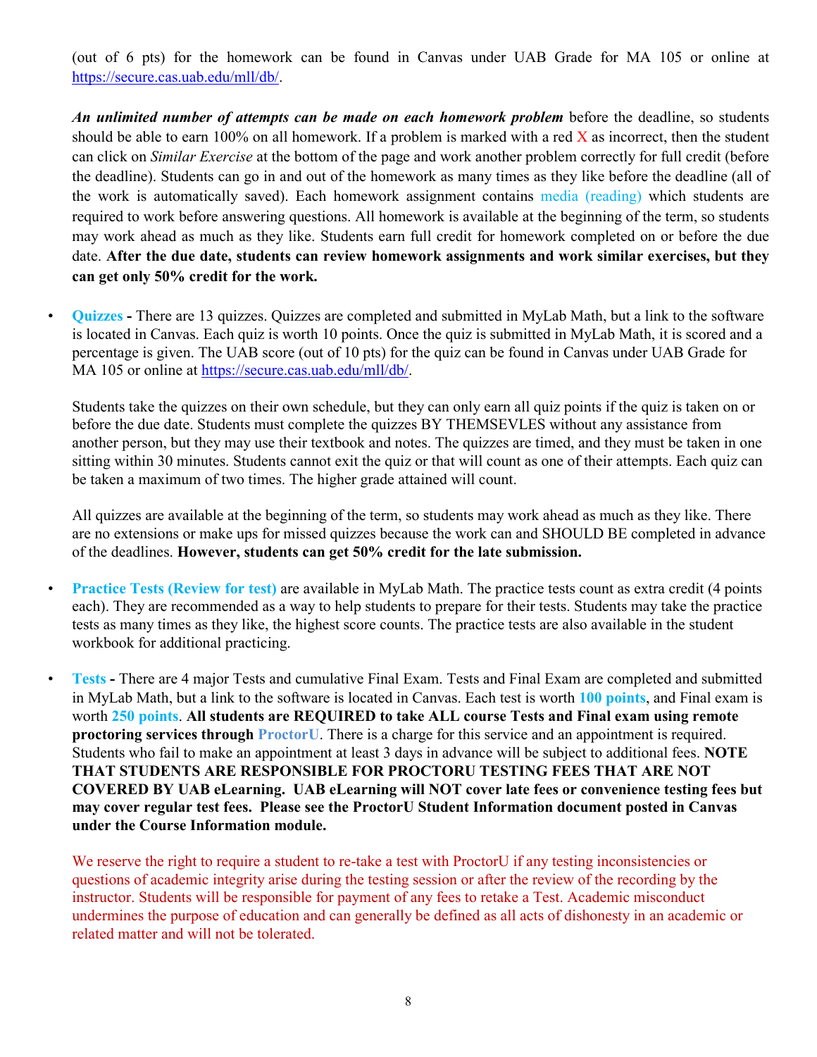(out of 6 pts) for the homework can be found in Canvas under UAB Grade for MA 105 or online at https://secure.cas.uab.edu/mll/db/.

***An unlimited number of attempts can be made on each homework problem*** before the deadline, so students should be able to earn 100% on all homework. If a problem is marked with a red X as incorrect, then the student can click on *Similar Exercise* at the bottom of the page and work another problem correctly for full credit (before the deadline). Students can go in and out of the homework as many times as they like before the deadline (all of the work is automatically saved). Each homework assignment contains media (reading) which students are required to work before answering questions. All homework is available at the beginning of the term, so students may work ahead as much as they like. Students earn full credit for homework completed on or before the due date. **After the due date, students can review homework assignments and work similar exercises, but they can get only 50% credit for the work.**

- **Quizzes -** There are 13 quizzes. Quizzes are completed and submitted in MyLab Math, but a link to the software is located in Canvas. Each quiz is worth 10 points. Once the quiz is submitted in MyLab Math, it is scored and a percentage is given. The UAB score (out of 10 pts) for the quiz can be found in Canvas under UAB Grade for MA 105 or online at https://secure.cas.uab.edu/mll/db/.

  Students take the quizzes on their own schedule, but they can only earn all quiz points if the quiz is taken on or before the due date. Students must complete the quizzes BY THEMSEVLES without any assistance from another person, but they may use their textbook and notes. The quizzes are timed, and they must be taken in one sitting within 30 minutes. Students cannot exit the quiz or that will count as one of their attempts. Each quiz can be taken a maximum of two times. The higher grade attained will count.

  All quizzes are available at the beginning of the term, so students may work ahead as much as they like. There are no extensions or make ups for missed quizzes because the work can and SHOULD BE completed in advance of the deadlines. **However, students can get 50% credit for the late submission.**

- **Practice Tests (Review for test)** are available in MyLab Math. The practice tests count as extra credit (4 points each). They are recommended as a way to help students to prepare for their tests. Students may take the practice tests as many times as they like, the highest score counts. The practice tests are also available in the student workbook for additional practicing.

- **Tests -** There are 4 major Tests and cumulative Final Exam. Tests and Final Exam are completed and submitted in MyLab Math, but a link to the software is located in Canvas. Each test is worth **100 points**, and Final exam is worth **250 points**. **All students are REQUIRED to take ALL course Tests and Final exam using remote proctoring services through ProctorU**. There is a charge for this service and an appointment is required. Students who fail to make an appointment at least 3 days in advance will be subject to additional fees. **NOTE THAT STUDENTS ARE RESPONSIBLE FOR PROCTORU TESTING FEES THAT ARE NOT COVERED BY UAB eLearning. UAB eLearning will NOT cover late fees or convenience testing fees but may cover regular test fees. Please see the ProctorU Student Information document posted in Canvas under the Course Information module.**

  We reserve the right to require a student to re-take a test with ProctorU if any testing inconsistencies or questions of academic integrity arise during the testing session or after the review of the recording by the instructor. Students will be responsible for payment of any fees to retake a Test. Academic misconduct undermines the purpose of education and can generally be defined as all acts of dishonesty in an academic or related matter and will not be tolerated.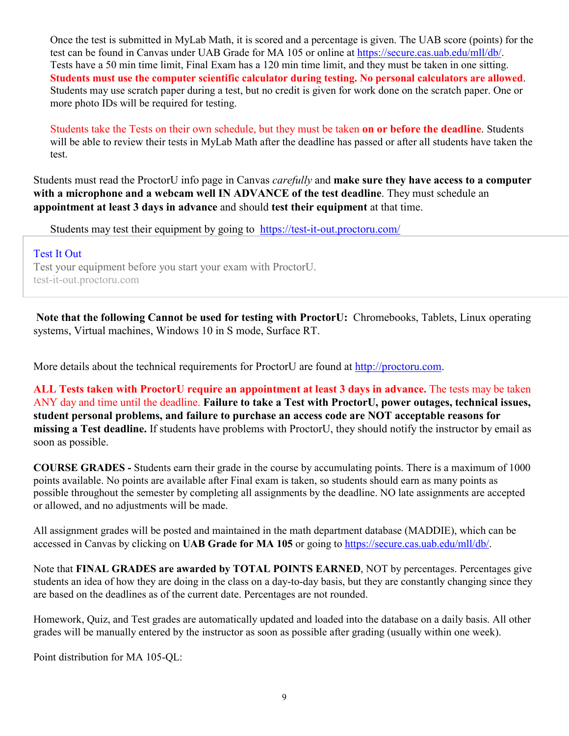Once the test is submitted in MyLab Math, it is scored and a percentage is given. The UAB score (points) for the test can be found in Canvas under UAB Grade for MA 105 or online at https://secure.cas.uab.edu/mll/db/. Tests have a 50 min time limit, Final Exam has a 120 min time limit, and they must be taken in one sitting. **Students must use the computer scientific calculator during testing. No personal calculators are allowed**. Students may use scratch paper during a test, but no credit is given for work done on the scratch paper. One or more photo IDs will be required for testing.

Students take the Tests on their own schedule, but they must be taken **on or before the deadline**. Students will be able to review their tests in MyLab Math after the deadline has passed or after all students have taken the test.

Students must read the ProctorU info page in Canvas *carefully* and **make sure they have access to a computer with a microphone and a webcam well IN ADVANCE of the test deadline**. They must schedule an **appointment at least 3 days in advance** and should **test their equipment** at that time.

Students may test their equipment by going to https://test-it-out.proctoru.com/

Test It Out
Test your equipment before you start your exam with ProctorU.
test-it-out.proctoru.com

**Note that the following Cannot be used for testing with ProctorU:** Chromebooks, Tablets, Linux operating systems, Virtual machines, Windows 10 in S mode, Surface RT.

More details about the technical requirements for ProctorU are found at http://proctoru.com.

**ALL Tests taken with ProctorU require an appointment at least 3 days in advance.** The tests may be taken ANY day and time until the deadline. **Failure to take a Test with ProctorU, power outages, technical issues, student personal problems, and failure to purchase an access code are NOT acceptable reasons for missing a Test deadline.** If students have problems with ProctorU, they should notify the instructor by email as soon as possible.

**COURSE GRADES -** Students earn their grade in the course by accumulating points. There is a maximum of 1000 points available. No points are available after Final exam is taken, so students should earn as many points as possible throughout the semester by completing all assignments by the deadline. NO late assignments are accepted or allowed, and no adjustments will be made.

All assignment grades will be posted and maintained in the math department database (MADDIE), which can be accessed in Canvas by clicking on **UAB Grade for MA 105** or going to https://secure.cas.uab.edu/mll/db/.

Note that **FINAL GRADES are awarded by TOTAL POINTS EARNED**, NOT by percentages. Percentages give students an idea of how they are doing in the class on a day-to-day basis, but they are constantly changing since they are based on the deadlines as of the current date. Percentages are not rounded.

Homework, Quiz, and Test grades are automatically updated and loaded into the database on a daily basis. All other grades will be manually entered by the instructor as soon as possible after grading (usually within one week).

Point distribution for MA 105-QL: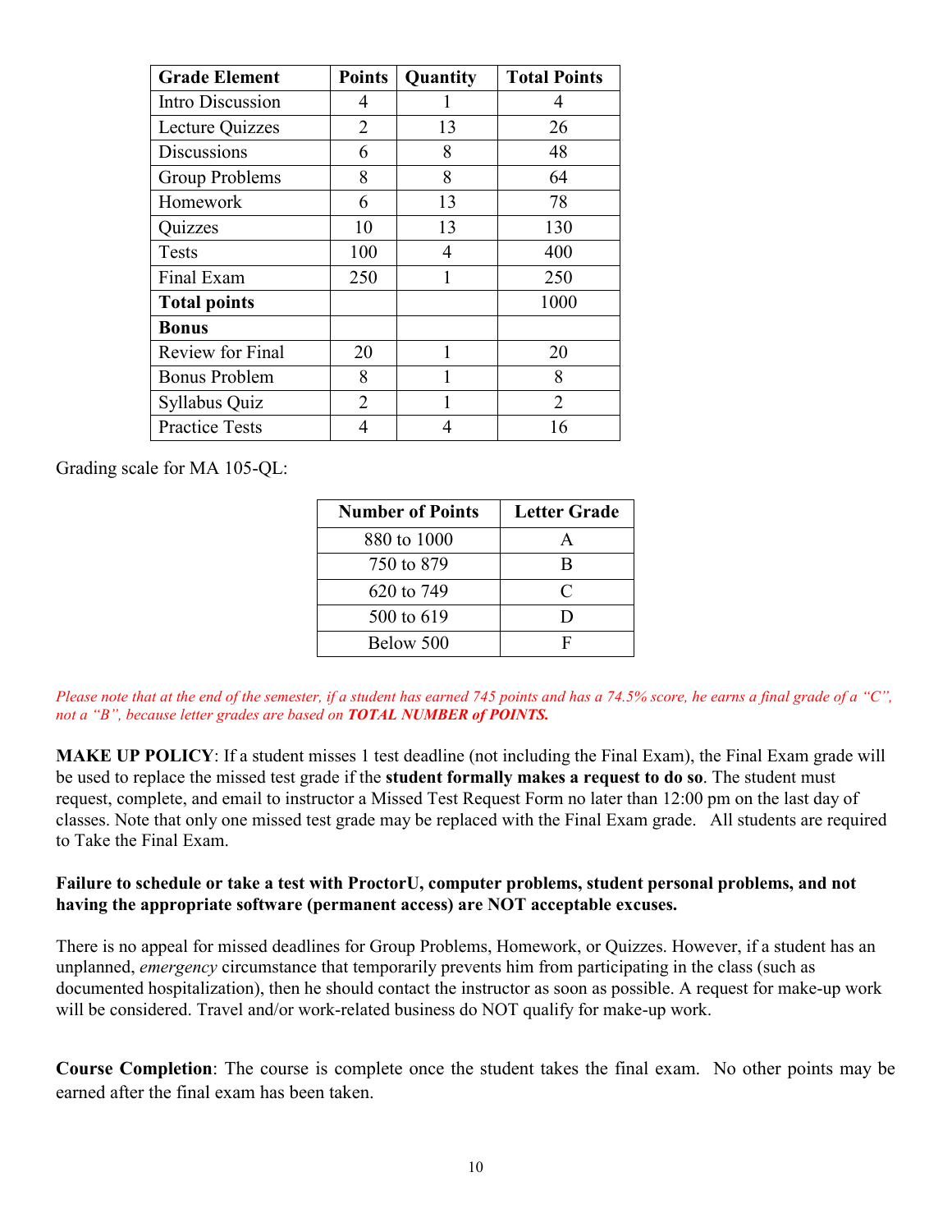| Grade Element | Points | Quantity | Total Points |
|---|---|---|---|
| Intro Discussion | 4 | 1 | 4 |
| Lecture Quizzes | 2 | 13 | 26 |
| Discussions | 6 | 8 | 48 |
| Group Problems | 8 | 8 | 64 |
| Homework | 6 | 13 | 78 |
| Quizzes | 10 | 13 | 130 |
| Tests | 100 | 4 | 400 |
| Final Exam | 250 | 1 | 250 |
| **Total points** | | | 1000 |
| **Bonus** | | | |
| Review for Final | 20 | 1 | 20 |
| Bonus Problem | 8 | 1 | 8 |
| Syllabus Quiz | 2 | 1 | 2 |
| Practice Tests | 4 | 4 | 16 |

Grading scale for MA 105-QL:

| Number of Points | Letter Grade |
|---|---|
| 880 to 1000 | A |
| 750 to 879 | B |
| 620 to 749 | C |
| 500 to 619 | D |
| Below 500 | F |

*Please note that at the end of the semester, if a student has earned 745 points and has a 74.5% score, he earns a final grade of a "C", not a "B", because letter grades are based on* ***TOTAL NUMBER of POINTS.***

**MAKE UP POLICY**: If a student misses 1 test deadline (not including the Final Exam), the Final Exam grade will be used to replace the missed test grade if the **student formally makes a request to do so**. The student must request, complete, and email to instructor a Missed Test Request Form no later than 12:00 pm on the last day of classes. Note that only one missed test grade may be replaced with the Final Exam grade. All students are required to Take the Final Exam.

**Failure to schedule or take a test with ProctorU, computer problems, student personal problems, and not having the appropriate software (permanent access) are NOT acceptable excuses.**

There is no appeal for missed deadlines for Group Problems, Homework, or Quizzes. However, if a student has an unplanned, *emergency* circumstance that temporarily prevents him from participating in the class (such as documented hospitalization), then he should contact the instructor as soon as possible. A request for make-up work will be considered. Travel and/or work-related business do NOT qualify for make-up work.

**Course Completion**: The course is complete once the student takes the final exam. No other points may be earned after the final exam has been taken.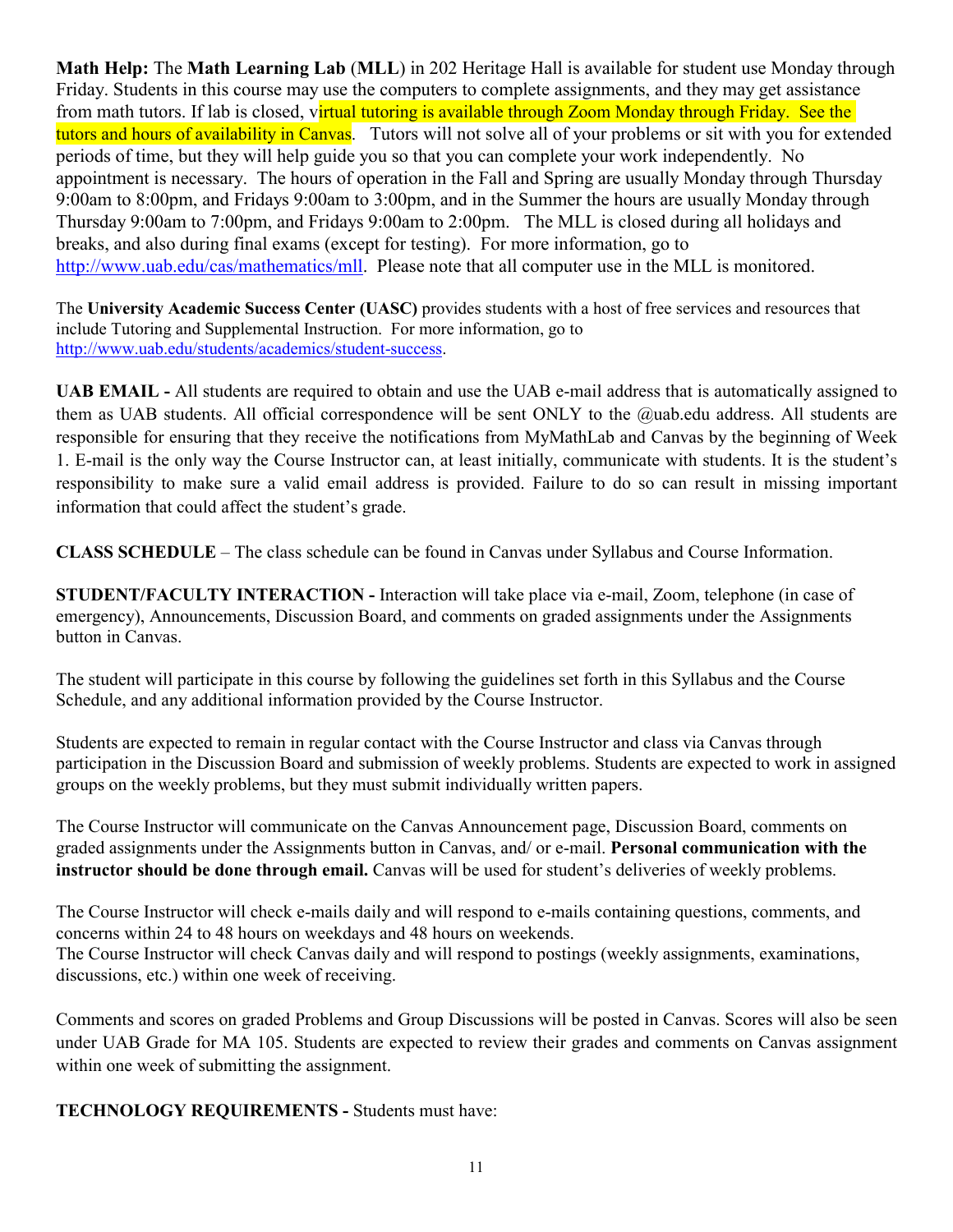**Math Help:** The **Math Learning Lab** (**MLL**) in 202 Heritage Hall is available for student use Monday through Friday. Students in this course may use the computers to complete assignments, and they may get assistance from math tutors. If lab is closed, virtual tutoring is available through Zoom Monday through Friday. See the tutors and hours of availability in Canvas. Tutors will not solve all of your problems or sit with you for extended periods of time, but they will help guide you so that you can complete your work independently. No appointment is necessary. The hours of operation in the Fall and Spring are usually Monday through Thursday 9:00am to 8:00pm, and Fridays 9:00am to 3:00pm, and in the Summer the hours are usually Monday through Thursday 9:00am to 7:00pm, and Fridays 9:00am to 2:00pm. The MLL is closed during all holidays and breaks, and also during final exams (except for testing). For more information, go to http://www.uab.edu/cas/mathematics/mll. Please note that all computer use in the MLL is monitored.

The **University Academic Success Center (UASC)** provides students with a host of free services and resources that include Tutoring and Supplemental Instruction. For more information, go to http://www.uab.edu/students/academics/student-success.

**UAB EMAIL -** All students are required to obtain and use the UAB e-mail address that is automatically assigned to them as UAB students. All official correspondence will be sent ONLY to the @uab.edu address. All students are responsible for ensuring that they receive the notifications from MyMathLab and Canvas by the beginning of Week 1. E-mail is the only way the Course Instructor can, at least initially, communicate with students. It is the student's responsibility to make sure a valid email address is provided. Failure to do so can result in missing important information that could affect the student's grade.

**CLASS SCHEDULE** – The class schedule can be found in Canvas under Syllabus and Course Information.

**STUDENT/FACULTY INTERACTION -** Interaction will take place via e-mail, Zoom, telephone (in case of emergency), Announcements, Discussion Board, and comments on graded assignments under the Assignments button in Canvas.

The student will participate in this course by following the guidelines set forth in this Syllabus and the Course Schedule, and any additional information provided by the Course Instructor.

Students are expected to remain in regular contact with the Course Instructor and class via Canvas through participation in the Discussion Board and submission of weekly problems. Students are expected to work in assigned groups on the weekly problems, but they must submit individually written papers.

The Course Instructor will communicate on the Canvas Announcement page, Discussion Board, comments on graded assignments under the Assignments button in Canvas, and/ or e-mail. **Personal communication with the instructor should be done through email.** Canvas will be used for student's deliveries of weekly problems.

The Course Instructor will check e-mails daily and will respond to e-mails containing questions, comments, and concerns within 24 to 48 hours on weekdays and 48 hours on weekends.
The Course Instructor will check Canvas daily and will respond to postings (weekly assignments, examinations, discussions, etc.) within one week of receiving.

Comments and scores on graded Problems and Group Discussions will be posted in Canvas. Scores will also be seen under UAB Grade for MA 105. Students are expected to review their grades and comments on Canvas assignment within one week of submitting the assignment.

**TECHNOLOGY REQUIREMENTS -** Students must have: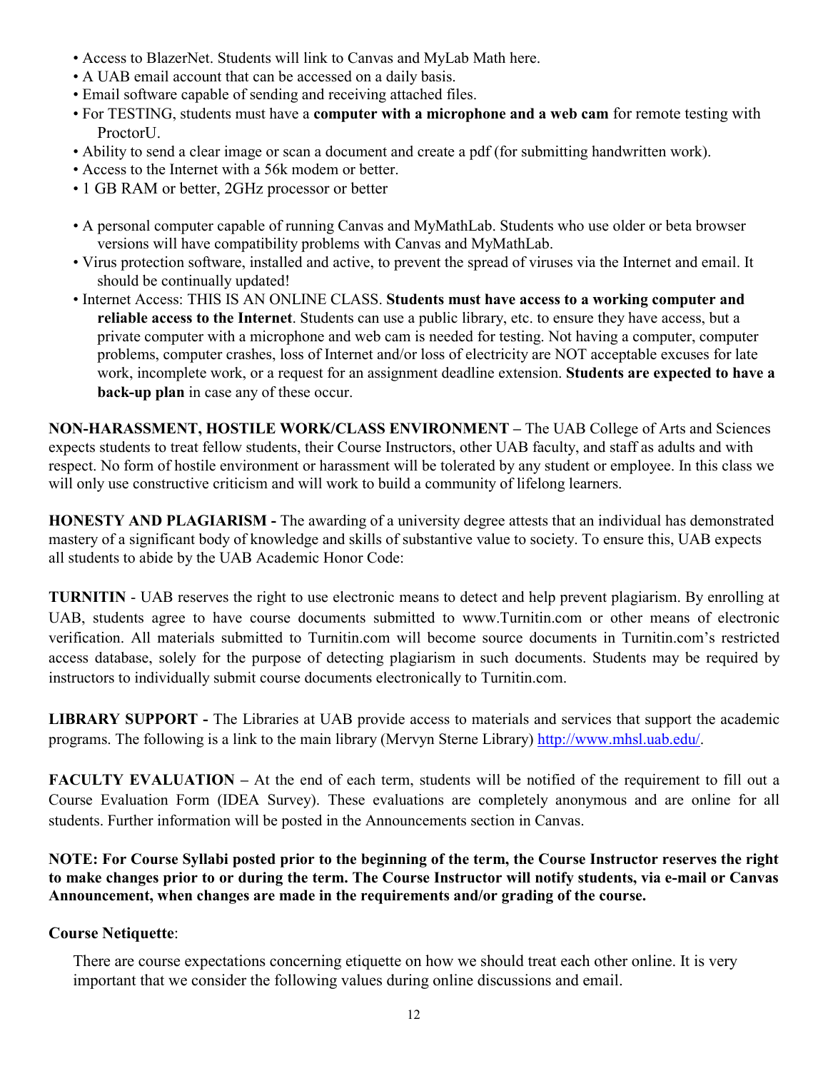- Access to BlazerNet. Students will link to Canvas and MyLab Math here.
- A UAB email account that can be accessed on a daily basis.
- Email software capable of sending and receiving attached files.
- For TESTING, students must have a **computer with a microphone and a web cam** for remote testing with ProctorU.
- Ability to send a clear image or scan a document and create a pdf (for submitting handwritten work).
- Access to the Internet with a 56k modem or better.
- 1 GB RAM or better, 2GHz processor or better

- A personal computer capable of running Canvas and MyMathLab. Students who use older or beta browser versions will have compatibility problems with Canvas and MyMathLab.
- Virus protection software, installed and active, to prevent the spread of viruses via the Internet and email. It should be continually updated!
- Internet Access: THIS IS AN ONLINE CLASS. **Students must have access to a working computer and reliable access to the Internet**. Students can use a public library, etc. to ensure they have access, but a private computer with a microphone and web cam is needed for testing. Not having a computer, computer problems, computer crashes, loss of Internet and/or loss of electricity are NOT acceptable excuses for late work, incomplete work, or a request for an assignment deadline extension. **Students are expected to have a back-up plan** in case any of these occur.

**NON-HARASSMENT, HOSTILE WORK/CLASS ENVIRONMENT –** The UAB College of Arts and Sciences expects students to treat fellow students, their Course Instructors, other UAB faculty, and staff as adults and with respect. No form of hostile environment or harassment will be tolerated by any student or employee. In this class we will only use constructive criticism and will work to build a community of lifelong learners.

**HONESTY AND PLAGIARISM -** The awarding of a university degree attests that an individual has demonstrated mastery of a significant body of knowledge and skills of substantive value to society. To ensure this, UAB expects all students to abide by the UAB Academic Honor Code:

**TURNITIN** - UAB reserves the right to use electronic means to detect and help prevent plagiarism. By enrolling at UAB, students agree to have course documents submitted to www.Turnitin.com or other means of electronic verification. All materials submitted to Turnitin.com will become source documents in Turnitin.com's restricted access database, solely for the purpose of detecting plagiarism in such documents. Students may be required by instructors to individually submit course documents electronically to Turnitin.com.

**LIBRARY SUPPORT -** The Libraries at UAB provide access to materials and services that support the academic programs. The following is a link to the main library (Mervyn Sterne Library) [http://www.mhsl.uab.edu/](http://www.mhsl.uab.edu/).

**FACULTY EVALUATION –** At the end of each term, students will be notified of the requirement to fill out a Course Evaluation Form (IDEA Survey). These evaluations are completely anonymous and are online for all students. Further information will be posted in the Announcements section in Canvas.

**NOTE: For Course Syllabi posted prior to the beginning of the term, the Course Instructor reserves the right to make changes prior to or during the term. The Course Instructor will notify students, via e-mail or Canvas Announcement, when changes are made in the requirements and/or grading of the course.**

**Course Netiquette**:

There are course expectations concerning etiquette on how we should treat each other online. It is very important that we consider the following values during online discussions and email.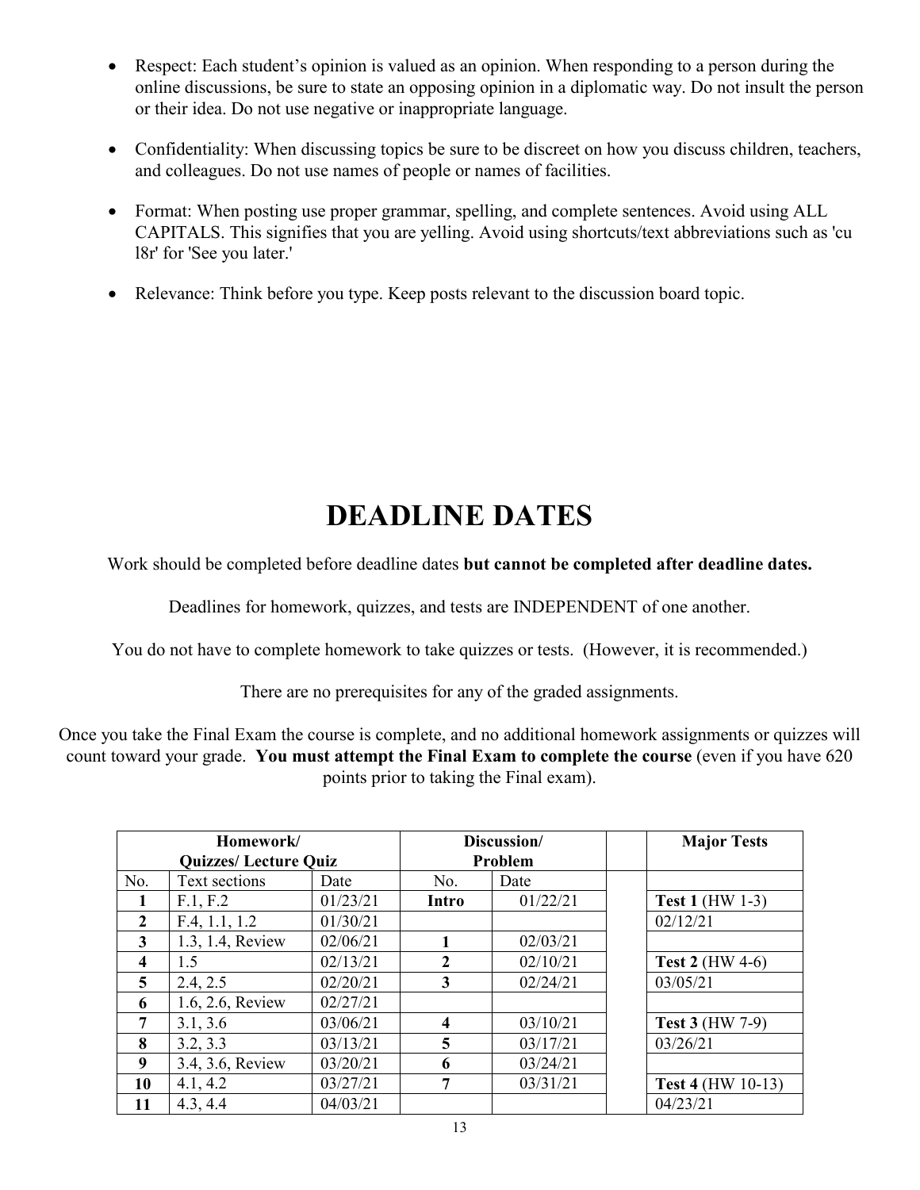- Respect: Each student's opinion is valued as an opinion. When responding to a person during the online discussions, be sure to state an opposing opinion in a diplomatic way. Do not insult the person or their idea. Do not use negative or inappropriate language.

- Confidentiality: When discussing topics be sure to be discreet on how you discuss children, teachers, and colleagues. Do not use names of people or names of facilities.

- Format: When posting use proper grammar, spelling, and complete sentences. Avoid using ALL CAPITALS. This signifies that you are yelling. Avoid using shortcuts/text abbreviations such as 'cu l8r' for 'See you later.'

- Relevance: Think before you type. Keep posts relevant to the discussion board topic.

# DEADLINE DATES

Work should be completed before deadline dates **but cannot be completed after deadline dates.**

Deadlines for homework, quizzes, and tests are INDEPENDENT of one another.

You do not have to complete homework to take quizzes or tests. (However, it is recommended.)

There are no prerequisites for any of the graded assignments.

Once you take the Final Exam the course is complete, and no additional homework assignments or quizzes will count toward your grade. **You must attempt the Final Exam to complete the course** (even if you have 620 points prior to taking the Final exam).

| **Homework/ Quizzes/ Lecture Quiz** | | | **Discussion/ Problem** | | | **Major Tests** |
|---|---|---|---|---|---|---|
| No. | Text sections | Date | No. | Date | | |
| **1** | F.1, F.2 | 01/23/21 | **Intro** | 01/22/21 | | **Test 1** (HW 1-3) |
| **2** | F.4, 1.1, 1.2 | 01/30/21 | | | | 02/12/21 |
| **3** | 1.3, 1.4, Review | 02/06/21 | **1** | 02/03/21 | | |
| **4** | 1.5 | 02/13/21 | **2** | 02/10/21 | | **Test 2** (HW 4-6) |
| **5** | 2.4, 2.5 | 02/20/21 | **3** | 02/24/21 | | 03/05/21 |
| **6** | 1.6, 2.6, Review | 02/27/21 | | | | |
| **7** | 3.1, 3.6 | 03/06/21 | **4** | 03/10/21 | | **Test 3** (HW 7-9) |
| **8** | 3.2, 3.3 | 03/13/21 | **5** | 03/17/21 | | 03/26/21 |
| **9** | 3.4, 3.6, Review | 03/20/21 | **6** | 03/24/21 | | |
| **10** | 4.1, 4.2 | 03/27/21 | **7** | 03/31/21 | | **Test 4** (HW 10-13) |
| **11** | 4.3, 4.4 | 04/03/21 | | | | 04/23/21 |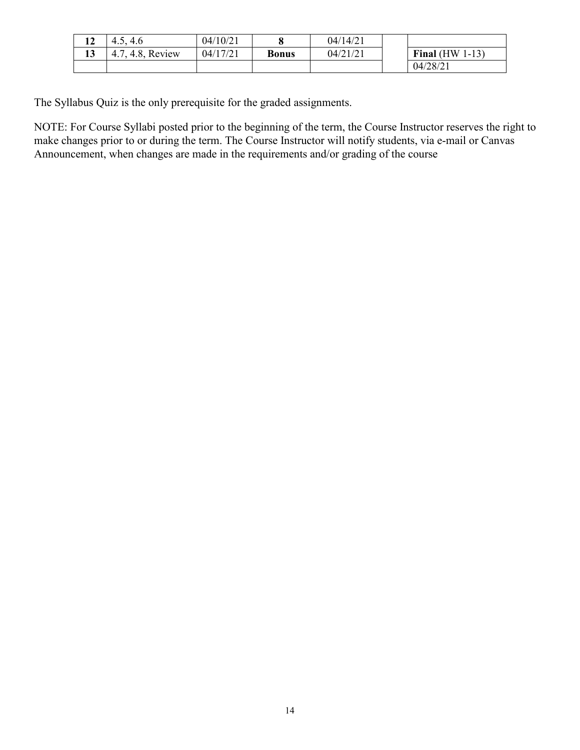| | | | | | | |
|---|---|---|---|---|---|---|
| **12** | 4.5, 4.6 | 04/10/21 | **8** | 04/14/21 | | |
| **13** | 4.7, 4.8, Review | 04/17/21 | **Bonus** | 04/21/21 | | **Final** (HW 1-13) |
| | | | | | | 04/28/21 |

The Syllabus Quiz is the only prerequisite for the graded assignments.

NOTE: For Course Syllabi posted prior to the beginning of the term, the Course Instructor reserves the right to make changes prior to or during the term. The Course Instructor will notify students, via e-mail or Canvas Announcement, when changes are made in the requirements and/or grading of the course